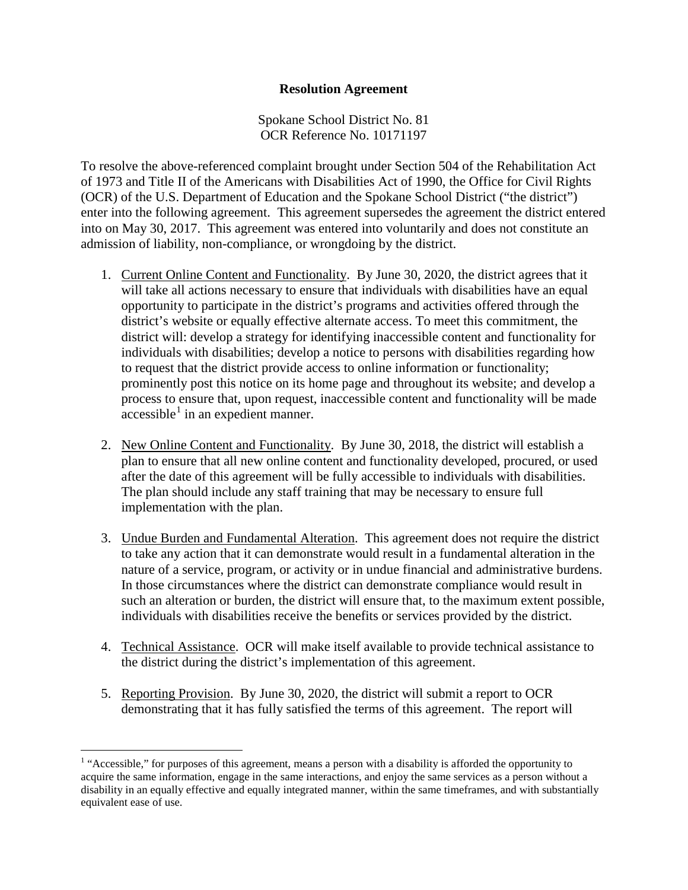# Resolution Agreement

Spokane School District No. 81
OCR Reference No. 10171197

To resolve the above-referenced complaint brought under Section 504 of the Rehabilitation Act of 1973 and Title II of the Americans with Disabilities Act of 1990, the Office for Civil Rights (OCR) of the U.S. Department of Education and the Spokane School District ("the district") enter into the following agreement. This agreement supersedes the agreement the district entered into on May 30, 2017. This agreement was entered into voluntarily and does not constitute an admission of liability, non-compliance, or wrongdoing by the district.

1. Current Online Content and Functionality. By June 30, 2020, the district agrees that it will take all actions necessary to ensure that individuals with disabilities have an equal opportunity to participate in the district's programs and activities offered through the district's website or equally effective alternate access. To meet this commitment, the district will: develop a strategy for identifying inaccessible content and functionality for individuals with disabilities; develop a notice to persons with disabilities regarding how to request that the district provide access to online information or functionality; prominently post this notice on its home page and throughout its website; and develop a process to ensure that, upon request, inaccessible content and functionality will be made accessible[1] in an expedient manner.

2. New Online Content and Functionality. By June 30, 2018, the district will establish a plan to ensure that all new online content and functionality developed, procured, or used after the date of this agreement will be fully accessible to individuals with disabilities. The plan should include any staff training that may be necessary to ensure full implementation with the plan.

3. Undue Burden and Fundamental Alteration. This agreement does not require the district to take any action that it can demonstrate would result in a fundamental alteration in the nature of a service, program, or activity or in undue financial and administrative burdens. In those circumstances where the district can demonstrate compliance would result in such an alteration or burden, the district will ensure that, to the maximum extent possible, individuals with disabilities receive the benefits or services provided by the district.

4. Technical Assistance. OCR will make itself available to provide technical assistance to the district during the district's implementation of this agreement.

5. Reporting Provision. By June 30, 2020, the district will submit a report to OCR demonstrating that it has fully satisfied the terms of this agreement. The report will

[1] "Accessible," for purposes of this agreement, means a person with a disability is afforded the opportunity to acquire the same information, engage in the same interactions, and enjoy the same services as a person without a disability in an equally effective and equally integrated manner, within the same timeframes, and with substantially equivalent ease of use.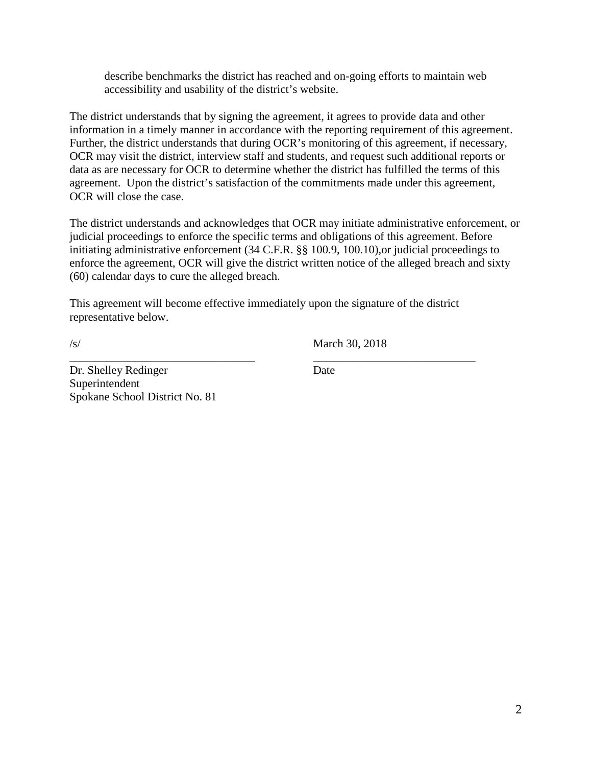describe benchmarks the district has reached and on-going efforts to maintain web accessibility and usability of the district's website.

The district understands that by signing the agreement, it agrees to provide data and other information in a timely manner in accordance with the reporting requirement of this agreement. Further, the district understands that during OCR's monitoring of this agreement, if necessary, OCR may visit the district, interview staff and students, and request such additional reports or data as are necessary for OCR to determine whether the district has fulfilled the terms of this agreement. Upon the district's satisfaction of the commitments made under this agreement, OCR will close the case.

The district understands and acknowledges that OCR may initiate administrative enforcement, or judicial proceedings to enforce the specific terms and obligations of this agreement. Before initiating administrative enforcement (34 C.F.R. §§ 100.9, 100.10),or judicial proceedings to enforce the agreement, OCR will give the district written notice of the alleged breach and sixty (60) calendar days to cure the alleged breach.

This agreement will become effective immediately upon the signature of the district representative below.

/s/ March 30, 2018

________________________________ ____________________________

Dr. Shelley Redinger Date
Superintendent
Spokane School District No. 81